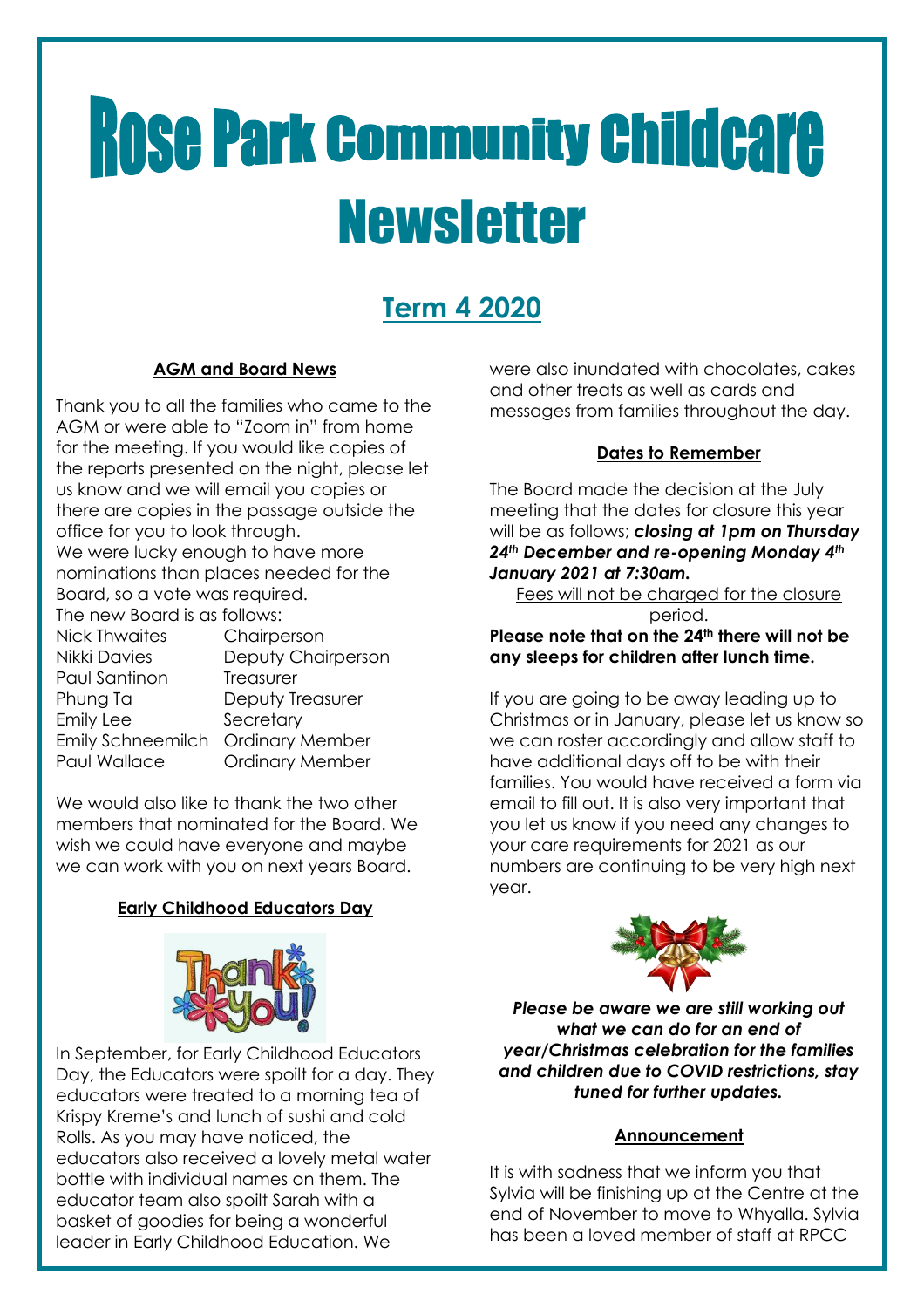# Rose Park Community Childcare Newsletter

## Term 4 2020

### AGM and Board News

Thank you to all the families who came to the AGM or were able to "Zoom in" from home for the meeting. If you would like copies of the reports presented on the night, please let us know and we will email you copies or there are copies in the passage outside the office for you to look through.

We were lucky enough to have more nominations than places needed for the Board, so a vote was required.

The new Board is as follows:

| | |
|---|---|
| Nick Thwaites | Chairperson |
| Nikki Davies | Deputy Chairperson |
| Paul Santinon | Treasurer |
| Phung Ta | Deputy Treasurer |
| Emily Lee | Secretary |
| Emily Schneemilch | Ordinary Member |
| Paul Wallace | Ordinary Member |

We would also like to thank the two other members that nominated for the Board. We wish we could have everyone and maybe we can work with you on next years Board.

### Early Childhood Educators Day

In September, for Early Childhood Educators Day, the Educators were spoilt for a day. They educators were treated to a morning tea of Krispy Kreme's and lunch of sushi and cold Rolls. As you may have noticed, the educators also received a lovely metal water bottle with individual names on them. The educator team also spoilt Sarah with a basket of goodies for being a wonderful leader in Early Childhood Education. We were also inundated with chocolates, cakes and other treats as well as cards and messages from families throughout the day.

### Dates to Remember

The Board made the decision at the July meeting that the dates for closure this year will be as follows; ***closing at 1pm on Thursday 24th December and re-opening Monday 4th January 2021 at 7:30am.***

Fees will not be charged for the closure period.

**Please note that on the 24th there will not be any sleeps for children after lunch time.**

If you are going to be away leading up to Christmas or in January, please let us know so we can roster accordingly and allow staff to have additional days off to be with their families. You would have received a form via email to fill out. It is also very important that you let us know if you need any changes to your care requirements for 2021 as our numbers are continuing to be very high next year.

***Please be aware we are still working out what we can do for an end of year/Christmas celebration for the families and children due to COVID restrictions, stay tuned for further updates.***

### Announcement

It is with sadness that we inform you that Sylvia will be finishing up at the Centre at the end of November to move to Whyalla. Sylvia has been a loved member of staff at RPCC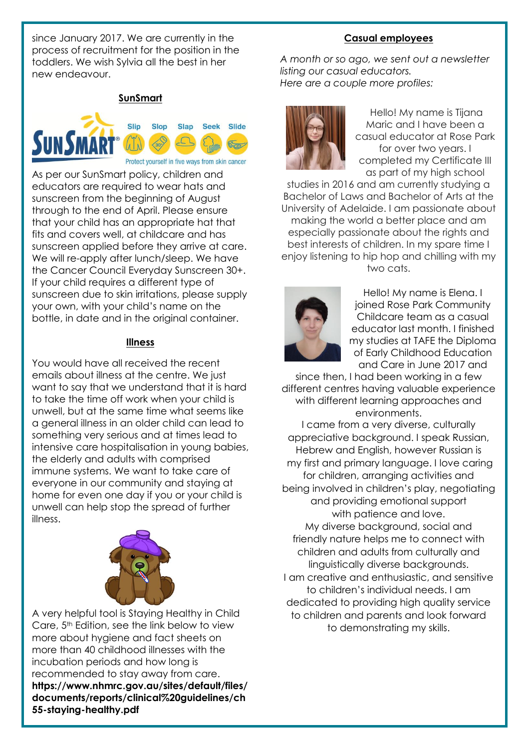since January 2017. We are currently in the process of recruitment for the position in the toddlers. We wish Sylvia all the best in her new endeavour.

## SunSmart

As per our SunSmart policy, children and educators are required to wear hats and sunscreen from the beginning of August through to the end of April. Please ensure that your child has an appropriate hat that fits and covers well, at childcare and has sunscreen applied before they arrive at care. We will re-apply after lunch/sleep. We have the Cancer Council Everyday Sunscreen 30+. If your child requires a different type of sunscreen due to skin irritations, please supply your own, with your child's name on the bottle, in date and in the original container.

## Illness

You would have all received the recent emails about illness at the centre. We just want to say that we understand that it is hard to take the time off work when your child is unwell, but at the same time what seems like a general illness in an older child can lead to something very serious and at times lead to intensive care hospitalisation in young babies, the elderly and adults with comprised immune systems. We want to take care of everyone in our community and staying at home for even one day if you or your child is unwell can help stop the spread of further illness.

A very helpful tool is Staying Healthy in Child Care, 5th Edition, see the link below to view more about hygiene and fact sheets on more than 40 childhood illnesses with the incubation periods and how long is recommended to stay away from care.
**https://www.nhmrc.gov.au/sites/default/files/documents/reports/clinical%20guidelines/ch55-staying-healthy.pdf**

## Casual employees

*A month or so ago, we sent out a newsletter listing our casual educators. Here are a couple more profiles:*

Hello! My name is Tijana Maric and I have been a casual educator at Rose Park for over two years. I completed my Certificate III as part of my high school studies in 2016 and am currently studying a Bachelor of Laws and Bachelor of Arts at the University of Adelaide. I am passionate about making the world a better place and am especially passionate about the rights and best interests of children. In my spare time I enjoy listening to hip hop and chilling with my two cats.

Hello! My name is Elena. I joined Rose Park Community Childcare team as a casual educator last month. I finished my studies at TAFE the Diploma of Early Childhood Education and Care in June 2017 and since then, I had been working in a few different centres having valuable experience with different learning approaches and environments.
I came from a very diverse, culturally appreciative background. I speak Russian, Hebrew and English, however Russian is my first and primary language. I love caring for children, arranging activities and being involved in children's play, negotiating and providing emotional support with patience and love.
My diverse background, social and friendly nature helps me to connect with children and adults from culturally and linguistically diverse backgrounds.
I am creative and enthusiastic, and sensitive to children's individual needs. I am dedicated to providing high quality service to children and parents and look forward to demonstrating my skills.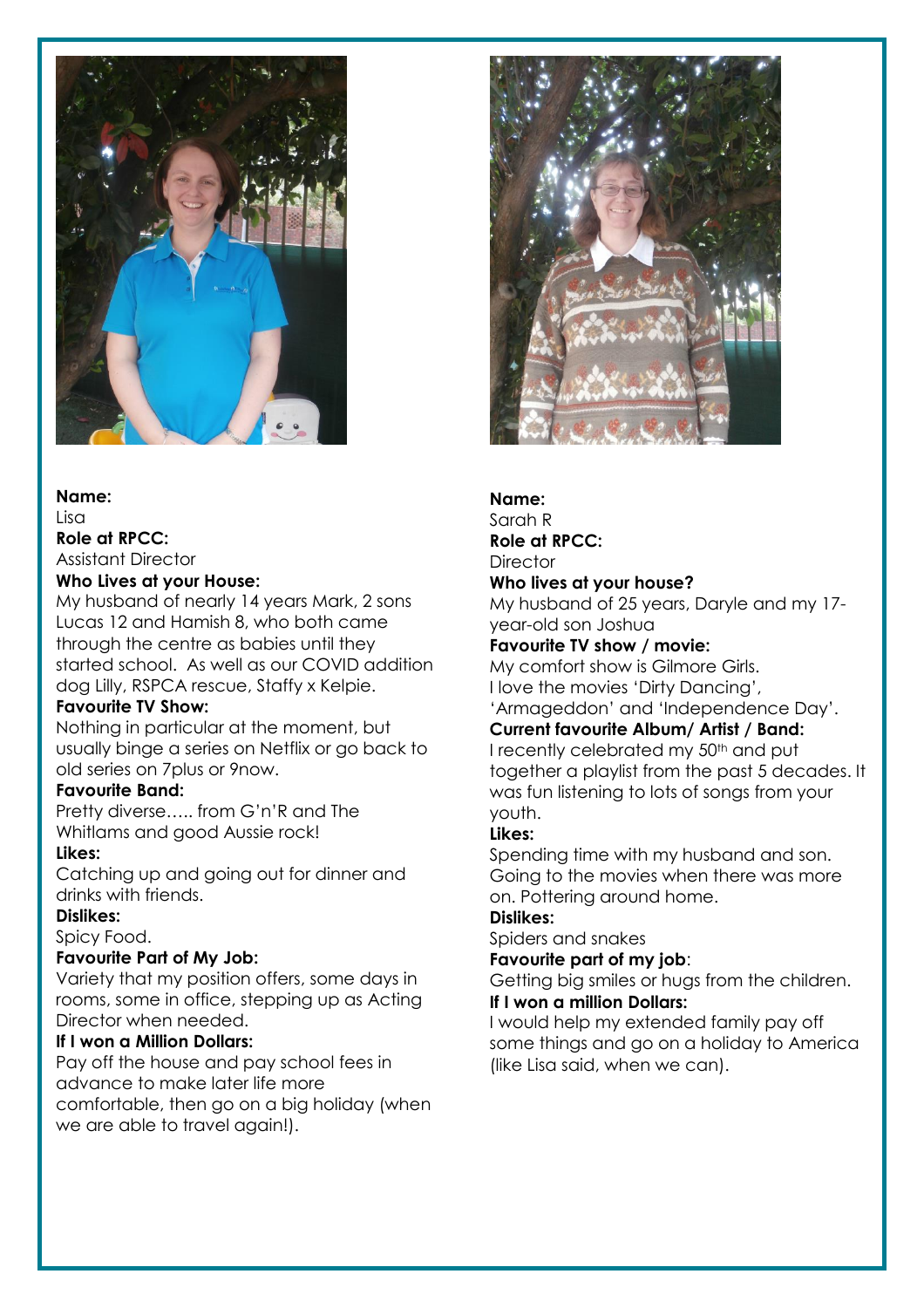**Name:**
Lisa
**Role at RPCC:**
Assistant Director
**Who Lives at your House:**
My husband of nearly 14 years Mark, 2 sons Lucas 12 and Hamish 8, who both came through the centre as babies until they started school. As well as our COVID addition dog Lilly, RSPCA rescue, Staffy x Kelpie.
**Favourite TV Show:**
Nothing in particular at the moment, but usually binge a series on Netflix or go back to old series on 7plus or 9now.
**Favourite Band:**
Pretty diverse….. from G'n'R and The Whitlams and good Aussie rock!
**Likes:**
Catching up and going out for dinner and drinks with friends.
**Dislikes:**
Spicy Food.
**Favourite Part of My Job:**
Variety that my position offers, some days in rooms, some in office, stepping up as Acting Director when needed.
**If I won a Million Dollars:**
Pay off the house and pay school fees in advance to make later life more comfortable, then go on a big holiday (when we are able to travel again!).

**Name:**
Sarah R
**Role at RPCC:**
Director
**Who lives at your house?**
My husband of 25 years, Daryle and my 17-year-old son Joshua
**Favourite TV show / movie:**
My comfort show is Gilmore Girls.
I love the movies 'Dirty Dancing', 'Armageddon' and 'Independence Day'.
**Current favourite Album/ Artist / Band:**
I recently celebrated my 50th and put together a playlist from the past 5 decades. It was fun listening to lots of songs from your youth.
**Likes:**
Spending time with my husband and son. Going to the movies when there was more on. Pottering around home.
**Dislikes:**
Spiders and snakes
**Favourite part of my job**:
Getting big smiles or hugs from the children.
**If I won a million Dollars:**
I would help my extended family pay off some things and go on a holiday to America (like Lisa said, when we can).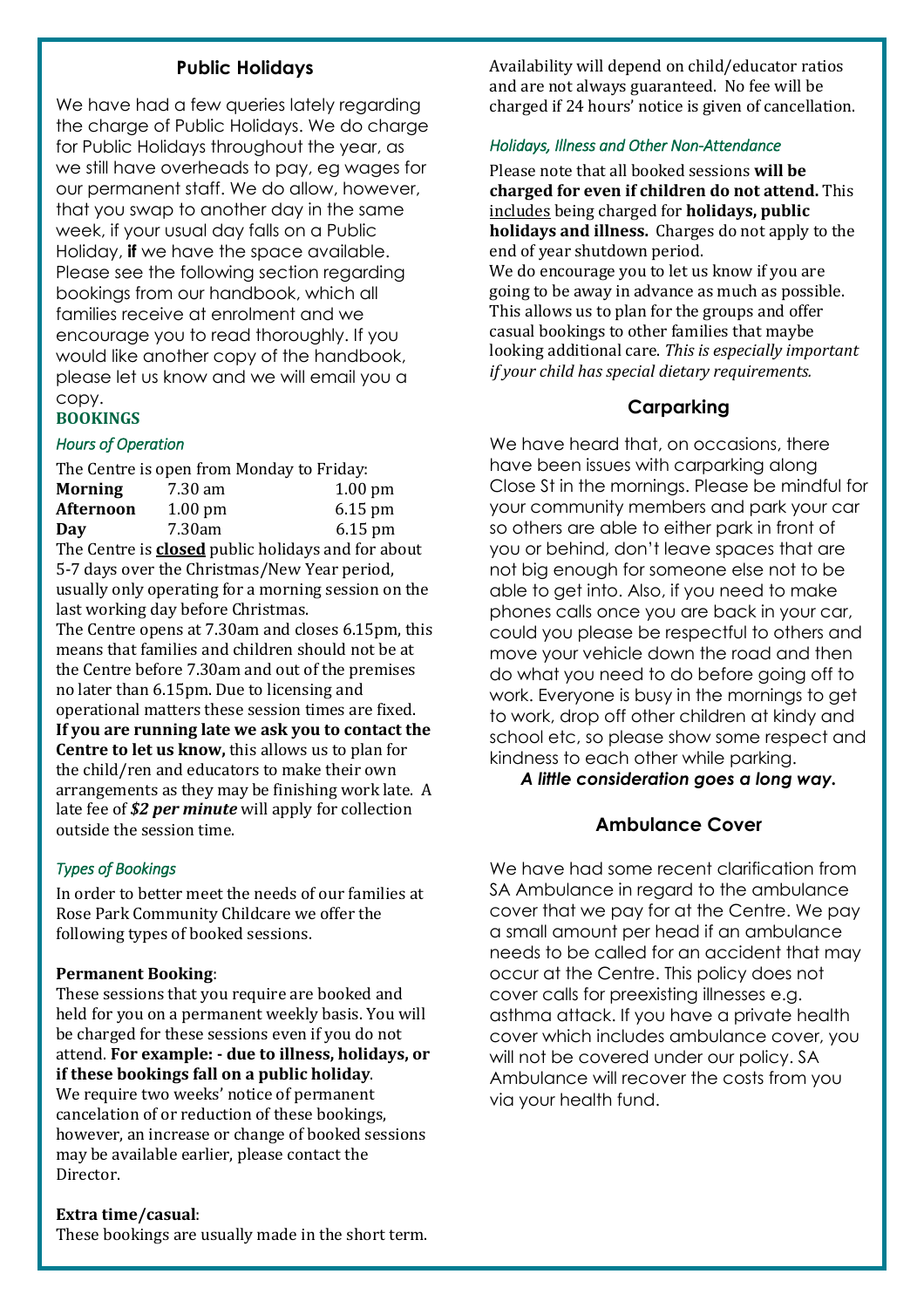## Public Holidays

We have had a few queries lately regarding the charge of Public Holidays. We do charge for Public Holidays throughout the year, as we still have overheads to pay, eg wages for our permanent staff. We do allow, however, that you swap to another day in the same week, if your usual day falls on a Public Holiday, **if** we have the space available. Please see the following section regarding bookings from our handbook, which all families receive at enrolment and we encourage you to read thoroughly. If you would like another copy of the handbook, please let us know and we will email you a copy.

### BOOKINGS

*Hours of Operation*

The Centre is open from Monday to Friday:

| | | |
|---|---|---|
| **Morning** | 7.30 am | 1.00 pm |
| **Afternoon** | 1.00 pm | 6.15 pm |
| **Day** | 7.30am | 6.15 pm |

The Centre is **closed** public holidays and for about 5-7 days over the Christmas/New Year period, usually only operating for a morning session on the last working day before Christmas.

The Centre opens at 7.30am and closes 6.15pm, this means that families and children should not be at the Centre before 7.30am and out of the premises no later than 6.15pm. Due to licensing and operational matters these session times are fixed. **If you are running late we ask you to contact the Centre to let us know,** this allows us to plan for the child/ren and educators to make their own arrangements as they may be finishing work late. A late fee of ***$2 per minute*** will apply for collection outside the session time.

*Types of Bookings*

In order to better meet the needs of our families at Rose Park Community Childcare we offer the following types of booked sessions.

**Permanent Booking**:
These sessions that you require are booked and held for you on a permanent weekly basis. You will be charged for these sessions even if you do not attend. **For example: - due to illness, holidays, or if these bookings fall on a public holiday**.
We require two weeks' notice of permanent cancelation of or reduction of these bookings, however, an increase or change of booked sessions may be available earlier, please contact the Director.

**Extra time/casual**:
These bookings are usually made in the short term. Availability will depend on child/educator ratios and are not always guaranteed. No fee will be charged if 24 hours' notice is given of cancellation.

*Holidays, Illness and Other Non-Attendance*

Please note that all booked sessions **will be charged for even if children do not attend.** This includes being charged for **holidays, public holidays and illness.** Charges do not apply to the end of year shutdown period.
We do encourage you to let us know if you are going to be away in advance as much as possible. This allows us to plan for the groups and offer casual bookings to other families that maybe looking additional care. *This is especially important if your child has special dietary requirements.*

## Carparking

We have heard that, on occasions, there have been issues with carparking along Close St in the mornings. Please be mindful for your community members and park your car so others are able to either park in front of you or behind, don't leave spaces that are not big enough for someone else not to be able to get into. Also, if you need to make phones calls once you are back in your car, could you please be respectful to others and move your vehicle down the road and then do what you need to do before going off to work. Everyone is busy in the mornings to get to work, drop off other children at kindy and school etc, so please show some respect and kindness to each other while parking.

***A little consideration goes a long way.***

## Ambulance Cover

We have had some recent clarification from SA Ambulance in regard to the ambulance cover that we pay for at the Centre. We pay a small amount per head if an ambulance needs to be called for an accident that may occur at the Centre. This policy does not cover calls for preexisting illnesses e.g. asthma attack. If you have a private health cover which includes ambulance cover, you will not be covered under our policy. SA Ambulance will recover the costs from you via your health fund.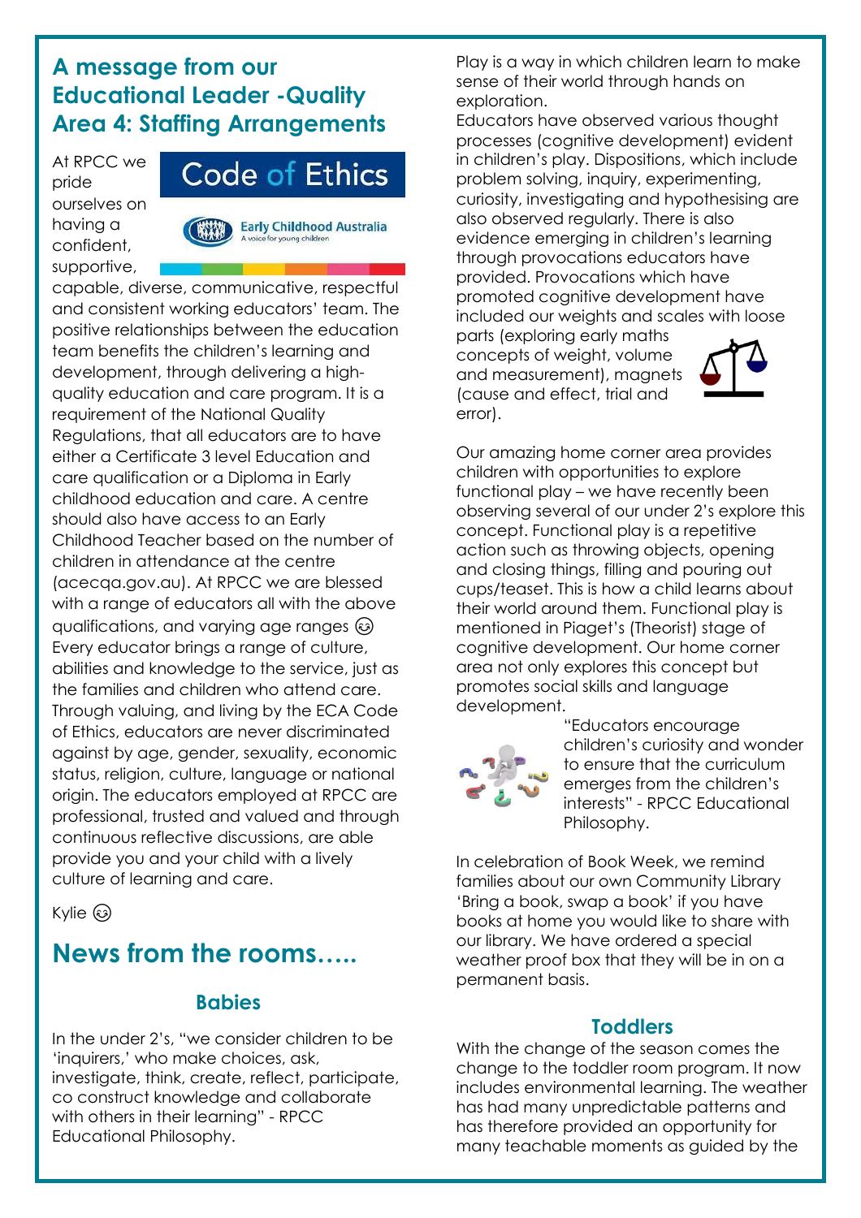## A message from our Educational Leader -Quality Area 4: Staffing Arrangements

At RPCC we pride ourselves on having a confident, supportive, capable, diverse, communicative, respectful and consistent working educators' team. The positive relationships between the education team benefits the children's learning and development, through delivering a high-quality education and care program. It is a requirement of the National Quality Regulations, that all educators are to have either a Certificate 3 level Education and care qualification or a Diploma in Early childhood education and care. A centre should also have access to an Early Childhood Teacher based on the number of children in attendance at the centre (acecqa.gov.au). At RPCC we are blessed with a range of educators all with the above qualifications, and varying age ranges 😊 Every educator brings a range of culture, abilities and knowledge to the service, just as the families and children who attend care. Through valuing, and living by the ECA Code of Ethics, educators are never discriminated against by age, gender, sexuality, economic status, religion, culture, language or national origin. The educators employed at RPCC are professional, trusted and valued and through continuous reflective discussions, are able provide you and your child with a lively culture of learning and care.

Kylie 😊

## News from the rooms…..

### Babies

In the under 2's, "we consider children to be 'inquirers,' who make choices, ask, investigate, think, create, reflect, participate, co construct knowledge and collaborate with others in their learning" - RPCC Educational Philosophy.

Play is a way in which children learn to make sense of their world through hands on exploration.

Educators have observed various thought processes (cognitive development) evident in children's play. Dispositions, which include problem solving, inquiry, experimenting, curiosity, investigating and hypothesising are also observed regularly. There is also evidence emerging in children's learning through provocations educators have provided. Provocations which have promoted cognitive development have included our weights and scales with loose parts (exploring early maths concepts of weight, volume and measurement), magnets (cause and effect, trial and error).

Our amazing home corner area provides children with opportunities to explore functional play – we have recently been observing several of our under 2's explore this concept. Functional play is a repetitive action such as throwing objects, opening and closing things, filling and pouring out cups/teaset. This is how a child learns about their world around them. Functional play is mentioned in Piaget's (Theorist) stage of cognitive development. Our home corner area not only explores this concept but promotes social skills and language development.

"Educators encourage children's curiosity and wonder to ensure that the curriculum emerges from the children's interests" - RPCC Educational Philosophy.

In celebration of Book Week, we remind families about our own Community Library 'Bring a book, swap a book' if you have books at home you would like to share with our library. We have ordered a special weather proof box that they will be in on a permanent basis.

### Toddlers

With the change of the season comes the change to the toddler room program. It now includes environmental learning. The weather has had many unpredictable patterns and has therefore provided an opportunity for many teachable moments as guided by the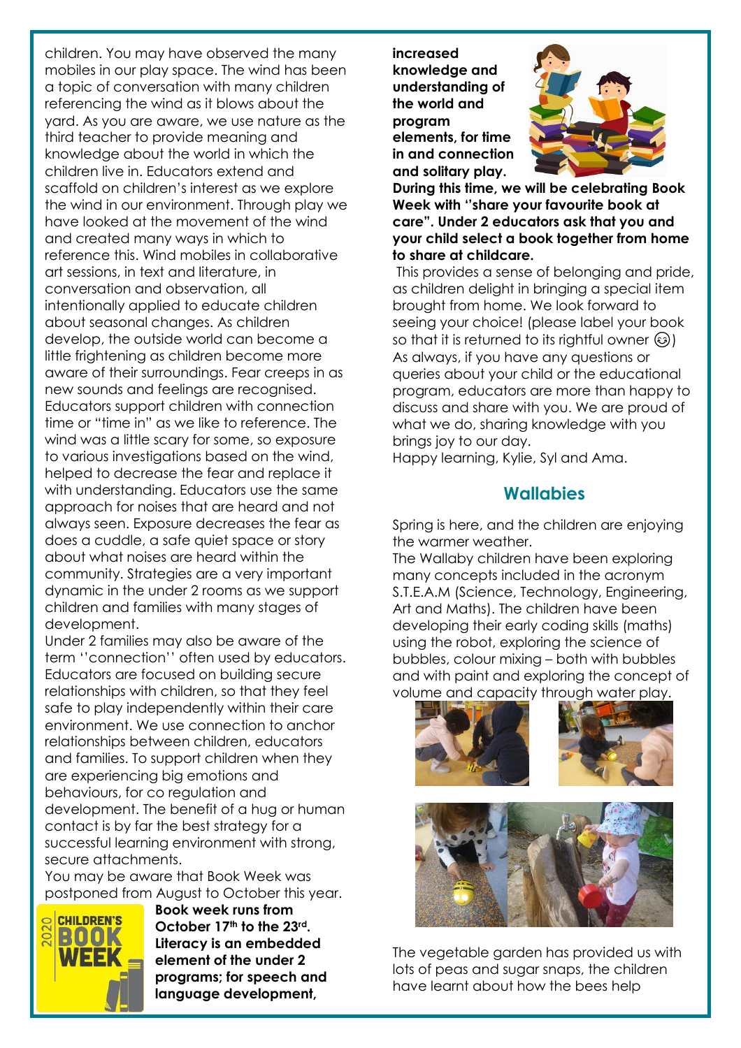children. You may have observed the many mobiles in our play space. The wind has been a topic of conversation with many children referencing the wind as it blows about the yard. As you are aware, we use nature as the third teacher to provide meaning and knowledge about the world in which the children live in. Educators extend and scaffold on children's interest as we explore the wind in our environment. Through play we have looked at the movement of the wind and created many ways in which to reference this. Wind mobiles in collaborative art sessions, in text and literature, in conversation and observation, all intentionally applied to educate children about seasonal changes. As children develop, the outside world can become a little frightening as children become more aware of their surroundings. Fear creeps in as new sounds and feelings are recognised. Educators support children with connection time or "time in" as we like to reference. The wind was a little scary for some, so exposure to various investigations based on the wind, helped to decrease the fear and replace it with understanding. Educators use the same approach for noises that are heard and not always seen. Exposure decreases the fear as does a cuddle, a safe quiet space or story about what noises are heard within the community. Strategies are a very important dynamic in the under 2 rooms as we support children and families with many stages of development.

Under 2 families may also be aware of the term ''connection'' often used by educators. Educators are focused on building secure relationships with children, so that they feel safe to play independently within their care environment. We use connection to anchor relationships between children, educators and families. To support children when they are experiencing big emotions and behaviours, for co regulation and development. The benefit of a hug or human contact is by far the best strategy for a successful learning environment with strong, secure attachments.

You may be aware that Book Week was postponed from August to October this year.

**Book week runs from October 17th to the 23rd. Literacy is an embedded element of the under 2 programs; for speech and language development, increased knowledge and understanding of the world and program elements, for time in and connection and solitary play. During this time, we will be celebrating Book Week with "share your favourite book at care". Under 2 educators ask that you and your child select a book together from home to share at childcare.**

This provides a sense of belonging and pride, as children delight in bringing a special item brought from home. We look forward to seeing your choice! (please label your book so that it is returned to its rightful owner 😉)

As always, if you have any questions or queries about your child or the educational program, educators are more than happy to discuss and share with you. We are proud of what we do, sharing knowledge with you brings joy to our day.

Happy learning, Kylie, Syl and Ama.

## Wallabies

Spring is here, and the children are enjoying the warmer weather.

The Wallaby children have been exploring many concepts included in the acronym S.T.E.A.M (Science, Technology, Engineering, Art and Maths). The children have been developing their early coding skills (maths) using the robot, exploring the science of bubbles, colour mixing – both with bubbles and with paint and exploring the concept of volume and capacity through water play.

The vegetable garden has provided us with lots of peas and sugar snaps, the children have learnt about how the bees help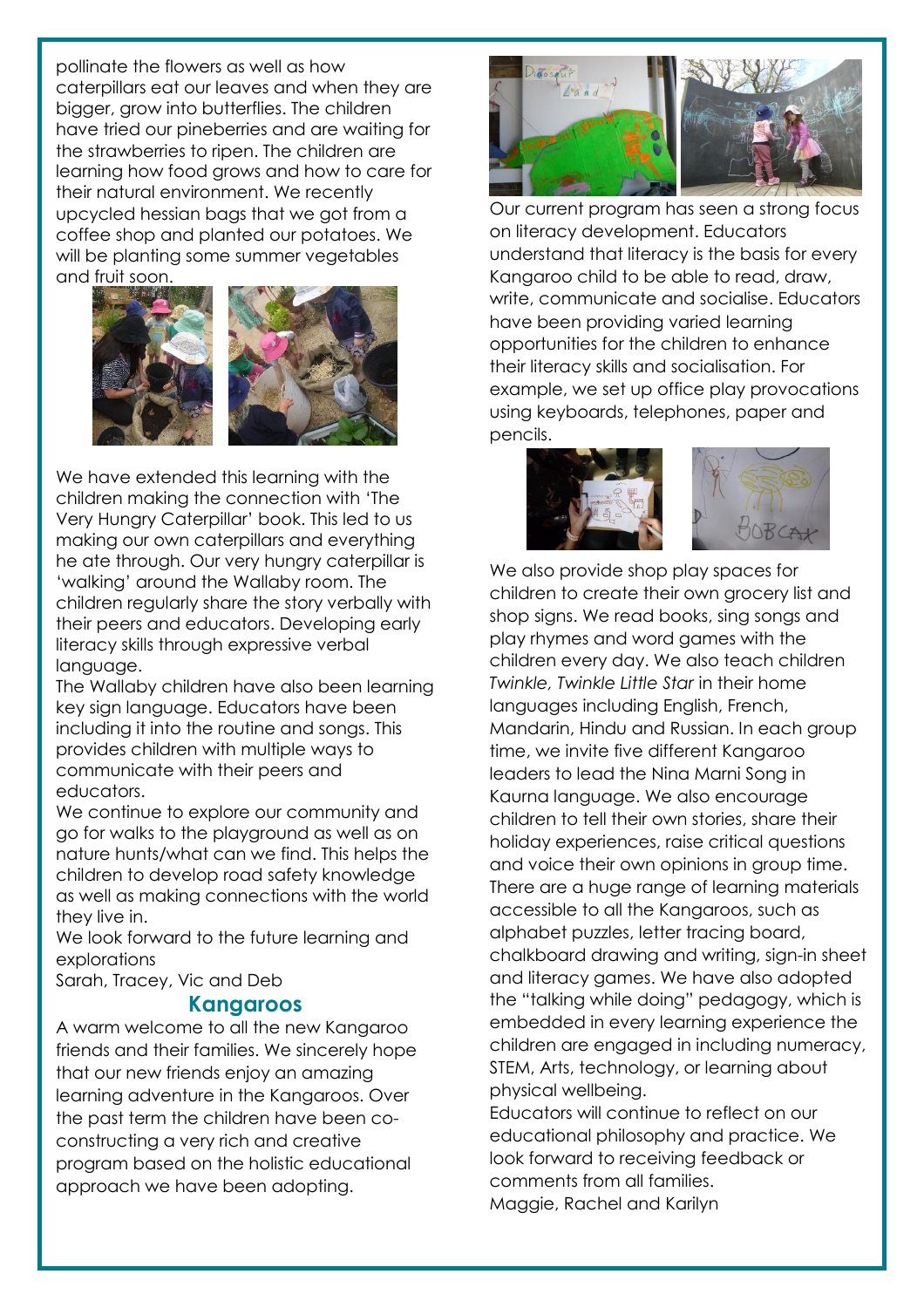pollinate the flowers as well as how caterpillars eat our leaves and when they are bigger, grow into butterflies. The children have tried our pineberries and are waiting for the strawberries to ripen. The children are learning how food grows and how to care for their natural environment. We recently upcycled hessian bags that we got from a coffee shop and planted our potatoes. We will be planting some summer vegetables and fruit soon.

We have extended this learning with the children making the connection with 'The Very Hungry Caterpillar' book. This led to us making our own caterpillars and everything he ate through. Our very hungry caterpillar is 'walking' around the Wallaby room. The children regularly share the story verbally with their peers and educators. Developing early literacy skills through expressive verbal language.

The Wallaby children have also been learning key sign language. Educators have been including it into the routine and songs. This provides children with multiple ways to communicate with their peers and educators.

We continue to explore our community and go for walks to the playground as well as on nature hunts/what can we find. This helps the children to develop road safety knowledge as well as making connections with the world they live in.

We look forward to the future learning and explorations

Sarah, Tracey, Vic and Deb

## Kangaroos

A warm welcome to all the new Kangaroo friends and their families. We sincerely hope that our new friends enjoy an amazing learning adventure in the Kangaroos. Over the past term the children have been co-constructing a very rich and creative program based on the holistic educational approach we have been adopting.

Our current program has seen a strong focus on literacy development. Educators understand that literacy is the basis for every Kangaroo child to be able to read, draw, write, communicate and socialise. Educators have been providing varied learning opportunities for the children to enhance their literacy skills and socialisation. For example, we set up office play provocations using keyboards, telephones, paper and pencils.

We also provide shop play spaces for children to create their own grocery list and shop signs. We read books, sing songs and play rhymes and word games with the children every day. We also teach children *Twinkle, Twinkle Little Star* in their home languages including English, French, Mandarin, Hindu and Russian. In each group time, we invite five different Kangaroo leaders to lead the Nina Marni Song in Kaurna language. We also encourage children to tell their own stories, share their holiday experiences, raise critical questions and voice their own opinions in group time. There are a huge range of learning materials accessible to all the Kangaroos, such as alphabet puzzles, letter tracing board, chalkboard drawing and writing, sign-in sheet and literacy games. We have also adopted the "talking while doing" pedagogy, which is embedded in every learning experience the children are engaged in including numeracy, STEM, Arts, technology, or learning about physical wellbeing.

Educators will continue to reflect on our educational philosophy and practice. We look forward to receiving feedback or comments from all families.

Maggie, Rachel and Karilyn